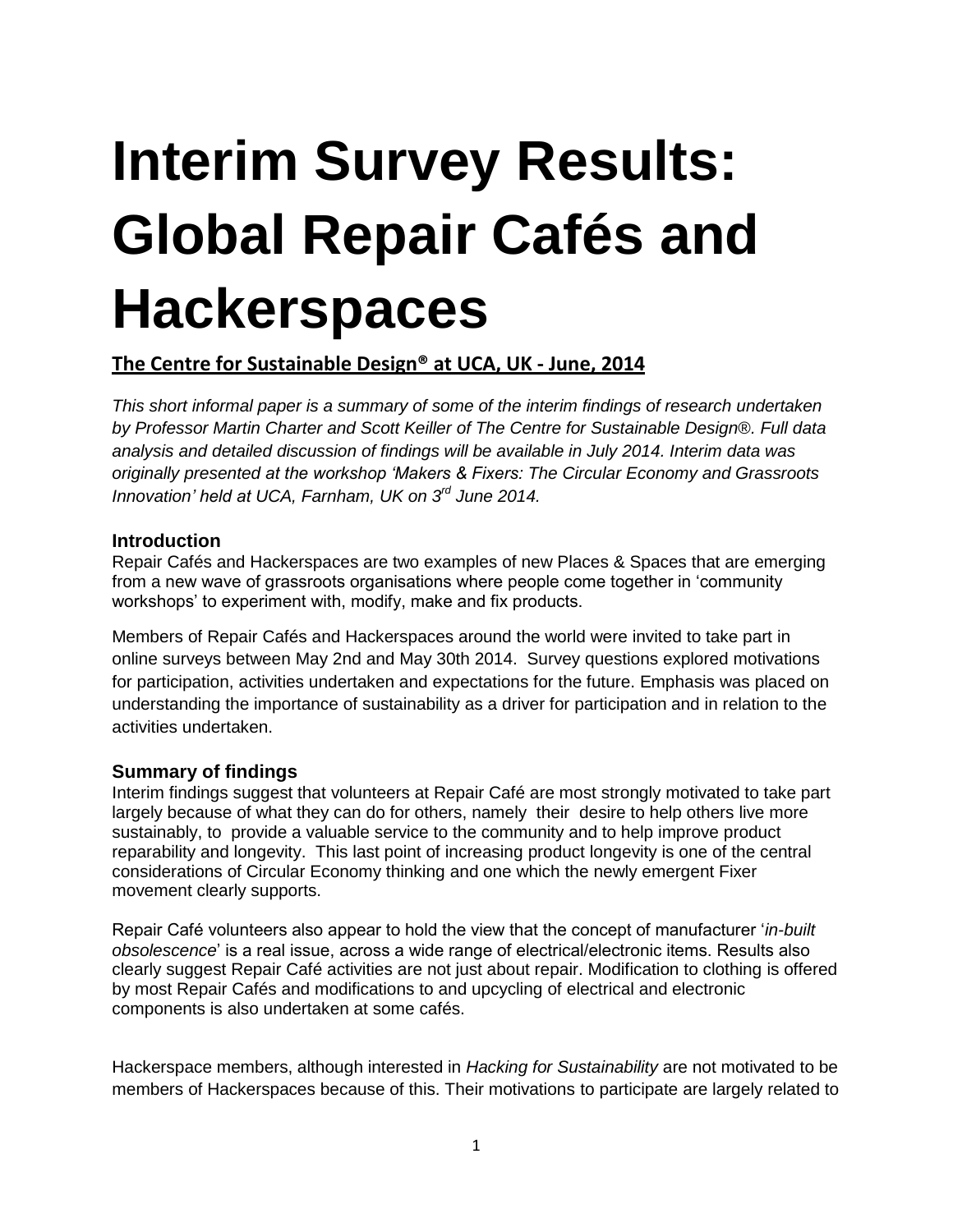# Interim Survey Results: Global Repair Cafés and Hackerspaces

## The Centre for Sustainable Design® at UCA, UK - June, 2014

*This short informal paper is a summary of some of the interim findings of research undertaken by Professor Martin Charter and Scott Keiller of The Centre for Sustainable Design®. Full data analysis and detailed discussion of findings will be available in July 2014. Interim data was originally presented at the workshop 'Makers & Fixers: The Circular Economy and Grassroots Innovation' held at UCA, Farnham, UK on 3rd June 2014.*

### Introduction

Repair Cafés and Hackerspaces are two examples of new Places & Spaces that are emerging from a new wave of grassroots organisations where people come together in 'community workshops' to experiment with, modify, make and fix products.

Members of Repair Cafés and Hackerspaces around the world were invited to take part in online surveys between May 2nd and May 30th 2014. Survey questions explored motivations for participation, activities undertaken and expectations for the future. Emphasis was placed on understanding the importance of sustainability as a driver for participation and in relation to the activities undertaken.

### Summary of findings

Interim findings suggest that volunteers at Repair Café are most strongly motivated to take part largely because of what they can do for others, namely their desire to help others live more sustainably, to provide a valuable service to the community and to help improve product reparability and longevity. This last point of increasing product longevity is one of the central considerations of Circular Economy thinking and one which the newly emergent Fixer movement clearly supports.

Repair Café volunteers also appear to hold the view that the concept of manufacturer '*in-built obsolescence*' is a real issue, across a wide range of electrical/electronic items. Results also clearly suggest Repair Café activities are not just about repair. Modification to clothing is offered by most Repair Cafés and modifications to and upcycling of electrical and electronic components is also undertaken at some cafés.

Hackerspace members, although interested in *Hacking for Sustainability* are not motivated to be members of Hackerspaces because of this. Their motivations to participate are largely related to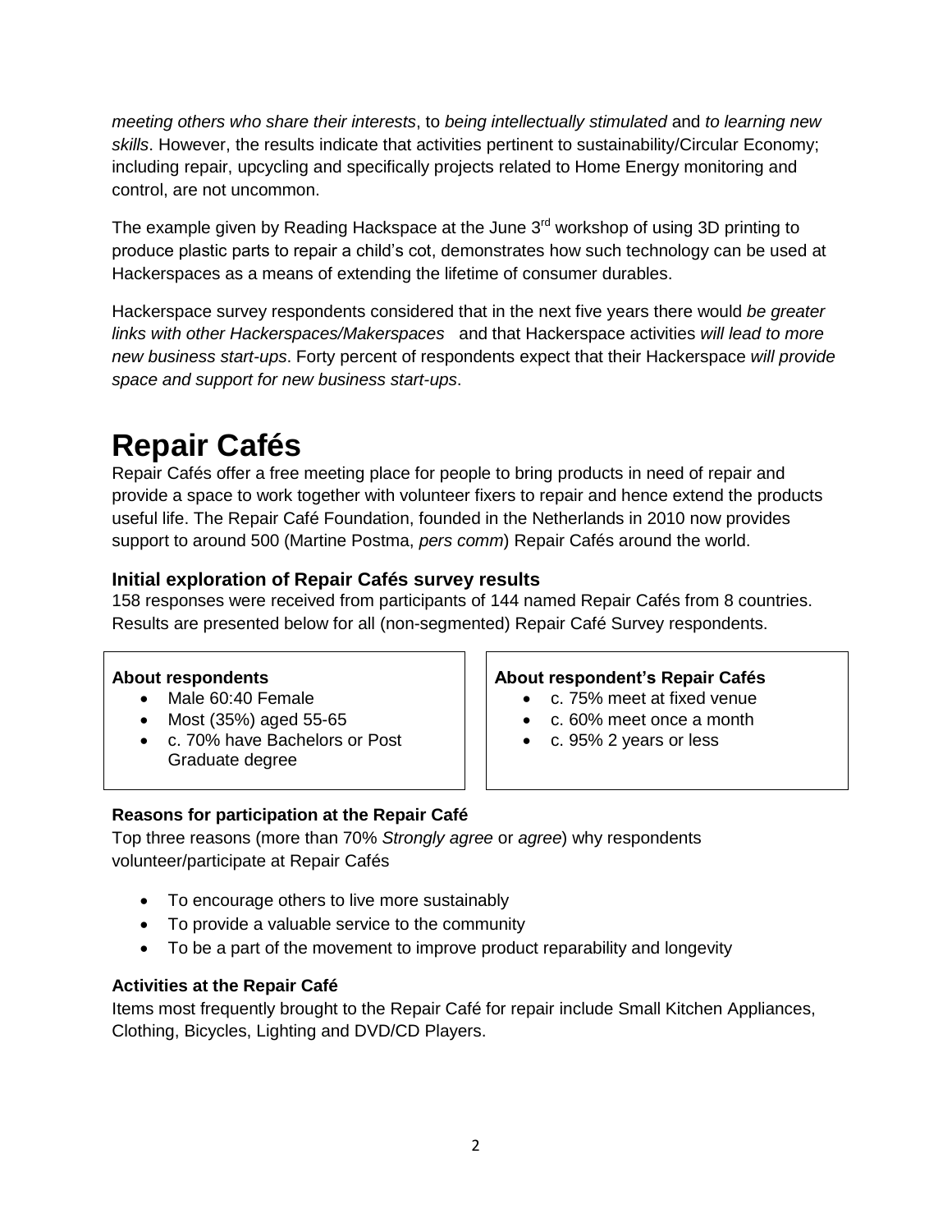*meeting others who share their interests*, to *being intellectually stimulated* and *to learning new skills*. However, the results indicate that activities pertinent to sustainability/Circular Economy; including repair, upcycling and specifically projects related to Home Energy monitoring and control, are not uncommon.

The example given by Reading Hackspace at the June 3rd workshop of using 3D printing to produce plastic parts to repair a child's cot, demonstrates how such technology can be used at Hackerspaces as a means of extending the lifetime of consumer durables.

Hackerspace survey respondents considered that in the next five years there would *be greater links with other Hackerspaces/Makerspaces* and that Hackerspace activities *will lead to more new business start-ups*. Forty percent of respondents expect that their Hackerspace *will provide space and support for new business start-ups*.

# Repair Cafés

Repair Cafés offer a free meeting place for people to bring products in need of repair and provide a space to work together with volunteer fixers to repair and hence extend the products useful life. The Repair Café Foundation, founded in the Netherlands in 2010 now provides support to around 500 (Martine Postma, *pers comm*) Repair Cafés around the world.

### Initial exploration of Repair Cafés survey results

158 responses were received from participants of 144 named Repair Cafés from 8 countries. Results are presented below for all (non-segmented) Repair Café Survey respondents.

**About respondents**

- Male 60:40 Female
- Most (35%) aged 55-65
- c. 70% have Bachelors or Post Graduate degree

**About respondent's Repair Cafés**

- c. 75% meet at fixed venue
- c. 60% meet once a month
- c. 95% 2 years or less

**Reasons for participation at the Repair Café**

Top three reasons (more than 70% *Strongly agree* or *agree*) why respondents volunteer/participate at Repair Cafés

- To encourage others to live more sustainably
- To provide a valuable service to the community
- To be a part of the movement to improve product reparability and longevity

**Activities at the Repair Café**

Items most frequently brought to the Repair Café for repair include Small Kitchen Appliances, Clothing, Bicycles, Lighting and DVD/CD Players.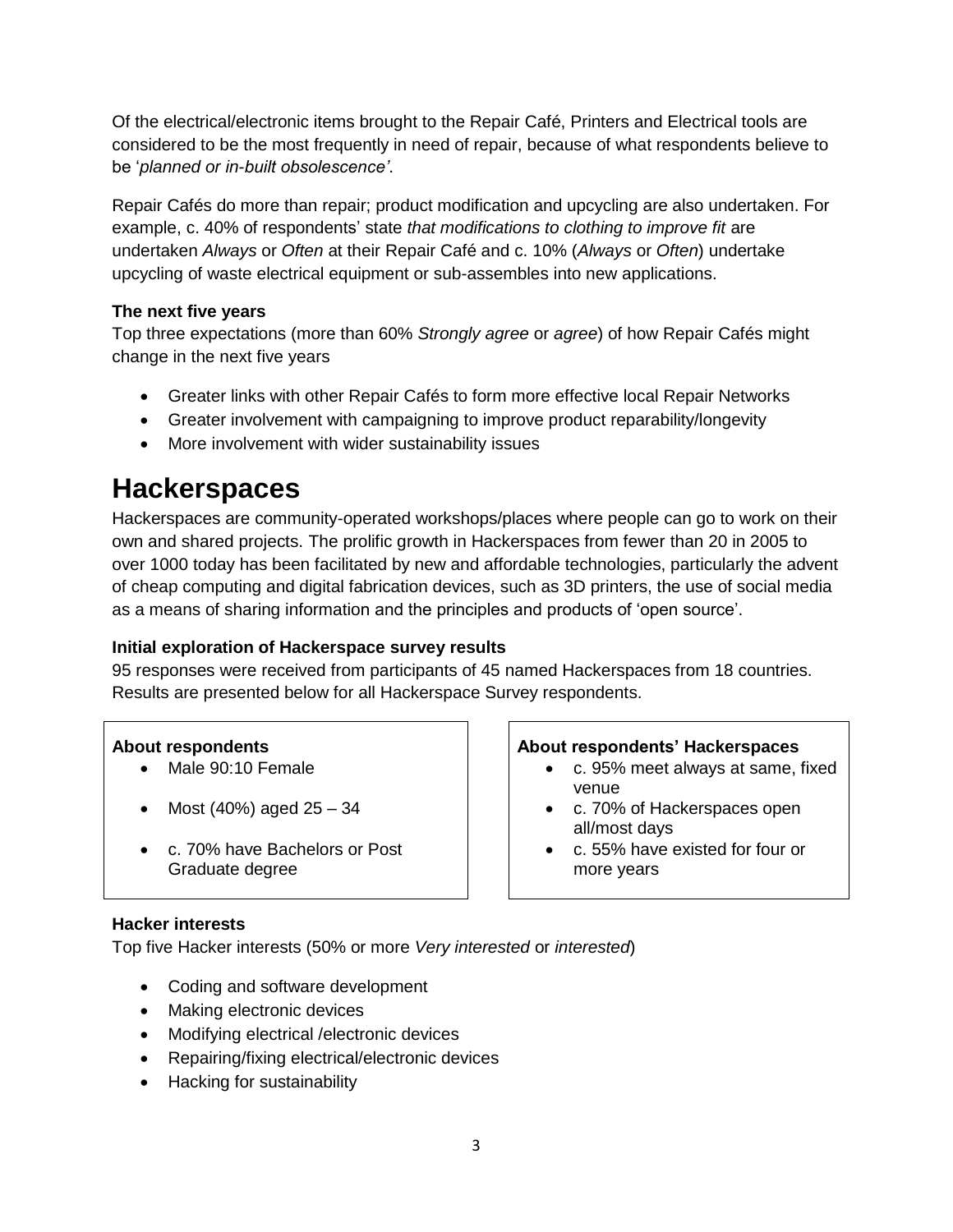Of the electrical/electronic items brought to the Repair Café, Printers and Electrical tools are considered to be the most frequently in need of repair, because of what respondents believe to be '*planned or in-built obsolescence'*.

Repair Cafés do more than repair; product modification and upcycling are also undertaken. For example, c. 40% of respondents' state *that modifications to clothing to improve fit* are undertaken *Always* or *Often* at their Repair Café and c. 10% (*Always* or *Often*) undertake upcycling of waste electrical equipment or sub-assembles into new applications.

**The next five years**

Top three expectations (more than 60% *Strongly agree* or *agree*) of how Repair Cafés might change in the next five years

- Greater links with other Repair Cafés to form more effective local Repair Networks
- Greater involvement with campaigning to improve product reparability/longevity
- More involvement with wider sustainability issues

# Hackerspaces

Hackerspaces are community-operated workshops/places where people can go to work on their own and shared projects. The prolific growth in Hackerspaces from fewer than 20 in 2005 to over 1000 today has been facilitated by new and affordable technologies, particularly the advent of cheap computing and digital fabrication devices, such as 3D printers, the use of social media as a means of sharing information and the principles and products of 'open source'.

**Initial exploration of Hackerspace survey results**

95 responses were received from participants of 45 named Hackerspaces from 18 countries. Results are presented below for all Hackerspace Survey respondents.

**About respondents**

- Male 90:10 Female
- Most (40%) aged 25 – 34
- c. 70% have Bachelors or Post Graduate degree

**About respondents' Hackerspaces**

- c. 95% meet always at same, fixed venue
- c. 70% of Hackerspaces open all/most days
- c. 55% have existed for four or more years

**Hacker interests**

Top five Hacker interests (50% or more *Very interested* or *interested*)

- Coding and software development
- Making electronic devices
- Modifying electrical /electronic devices
- Repairing/fixing electrical/electronic devices
- Hacking for sustainability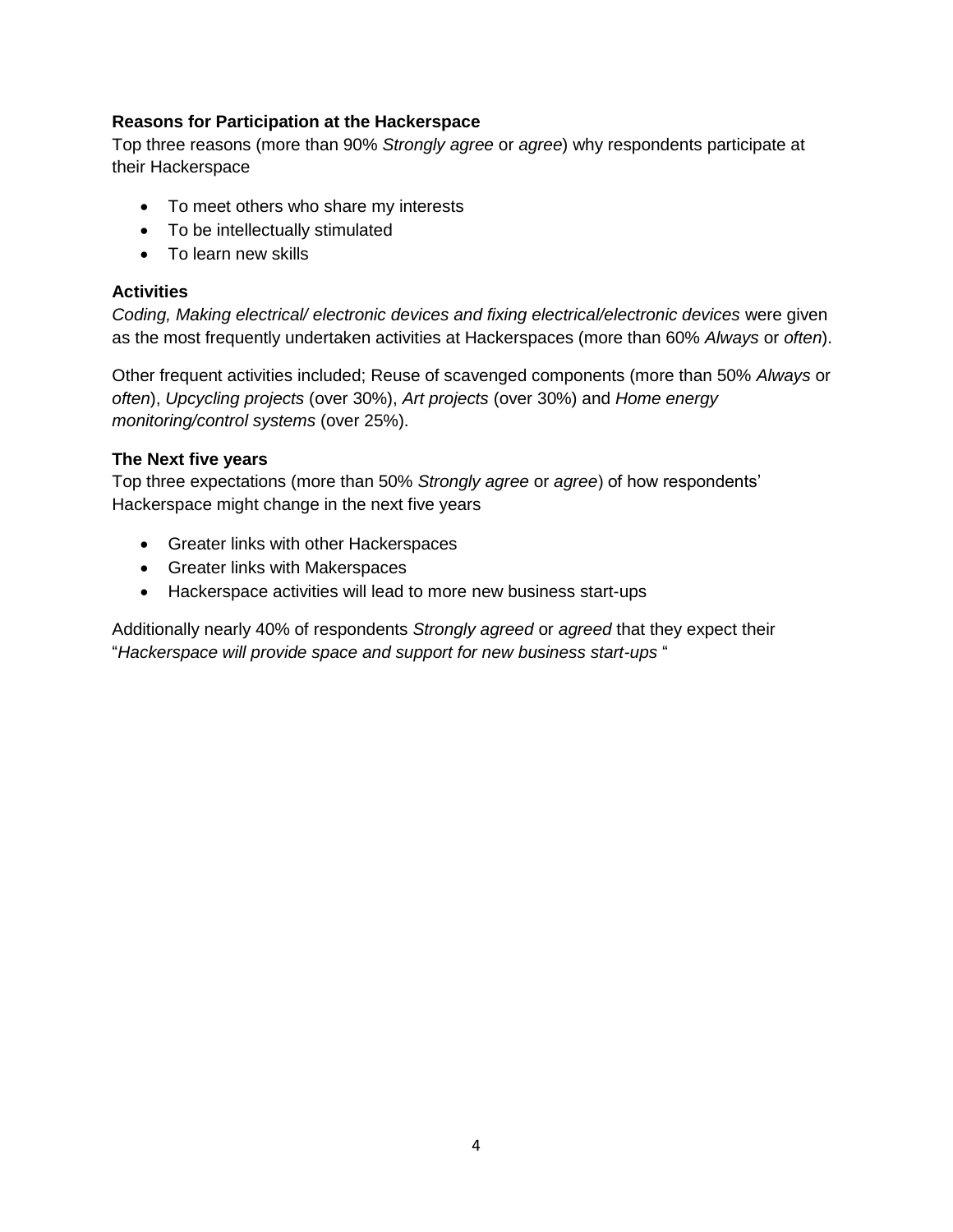**Reasons for Participation at the Hackerspace**

Top three reasons (more than 90% *Strongly agree* or *agree*) why respondents participate at their Hackerspace

- To meet others who share my interests
- To be intellectually stimulated
- To learn new skills

**Activities**

*Coding, Making electrical/ electronic devices and fixing electrical/electronic devices* were given as the most frequently undertaken activities at Hackerspaces (more than 60% *Always* or *often*).

Other frequent activities included; Reuse of scavenged components (more than 50% *Always* or *often*), *Upcycling projects* (over 30%), *Art projects* (over 30%) and *Home energy monitoring/control systems* (over 25%).

**The Next five years**

Top three expectations (more than 50% *Strongly agree* or *agree*) of how respondents' Hackerspace might change in the next five years

- Greater links with other Hackerspaces
- Greater links with Makerspaces
- Hackerspace activities will lead to more new business start-ups

Additionally nearly 40% of respondents *Strongly agreed* or *agreed* that they expect their "*Hackerspace will provide space and support for new business start-ups* "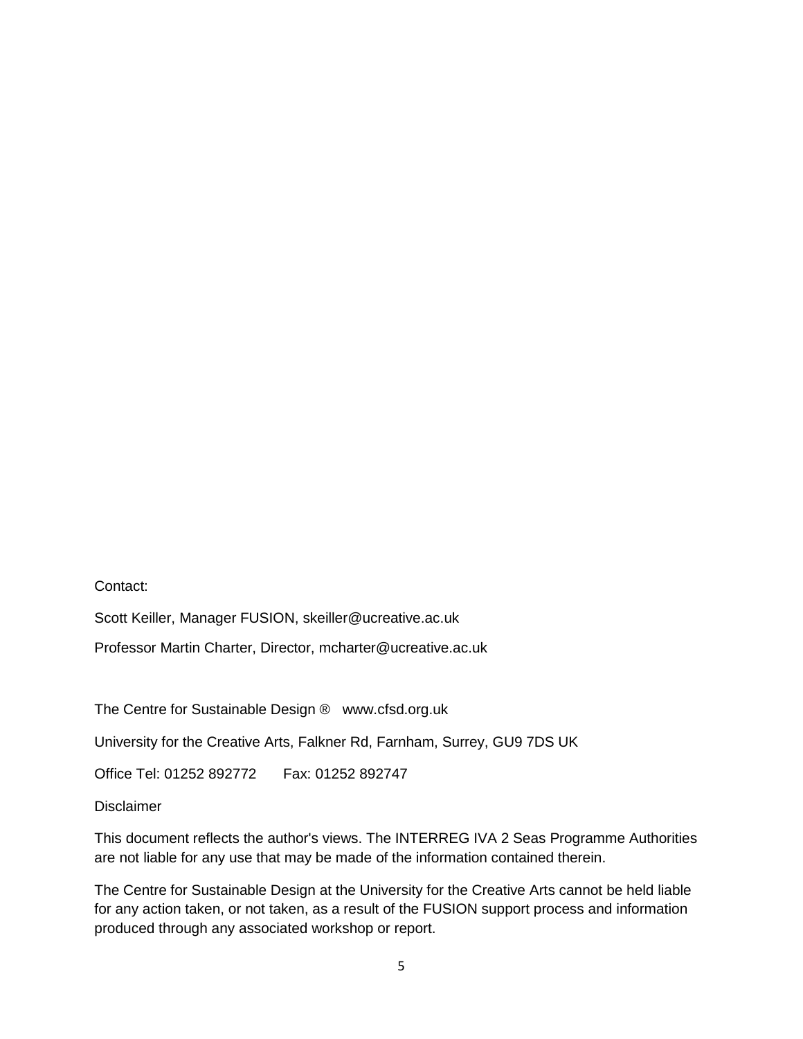Contact:

Scott Keiller, Manager FUSION, skeiller@ucreative.ac.uk

Professor Martin Charter, Director, mcharter@ucreative.ac.uk

The Centre for Sustainable Design ® www.cfsd.org.uk

University for the Creative Arts, Falkner Rd, Farnham, Surrey, GU9 7DS UK

Office Tel: 01252 892772 Fax: 01252 892747

Disclaimer

This document reflects the author's views. The INTERREG IVA 2 Seas Programme Authorities are not liable for any use that may be made of the information contained therein.

The Centre for Sustainable Design at the University for the Creative Arts cannot be held liable for any action taken, or not taken, as a result of the FUSION support process and information produced through any associated workshop or report.